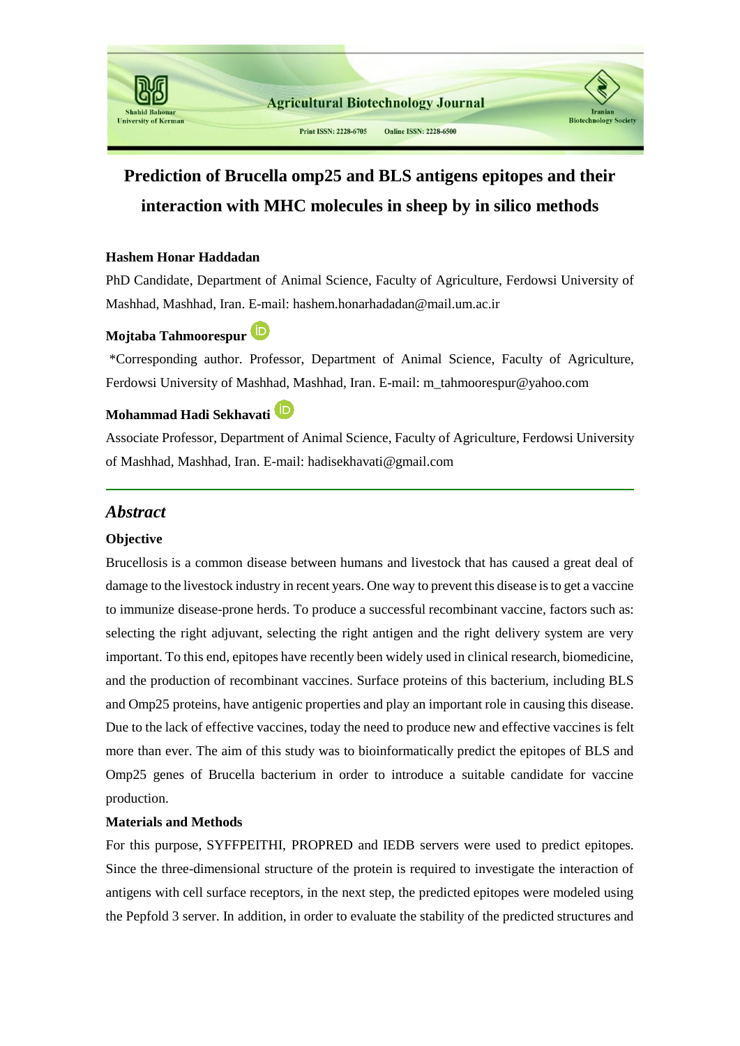# Prediction of Brucella omp25 and BLS antigens epitopes and their interaction with MHC molecules in sheep by in silico methods

**Hashem Honar Haddadan**

PhD Candidate, Department of Animal Science, Faculty of Agriculture, Ferdowsi University of Mashhad, Mashhad, Iran. E-mail: hashem.honarhadadan@mail.um.ac.ir

**Mojtaba Tahmoorespur**

*Corresponding author. Professor, Department of Animal Science, Faculty of Agriculture, Ferdowsi University of Mashhad, Mashhad, Iran. E-mail: m_tahmoorespur@yahoo.com

**Mohammad Hadi Sekhavati**

Associate Professor, Department of Animal Science, Faculty of Agriculture, Ferdowsi University of Mashhad, Mashhad, Iran. E-mail: hadisekhavati@gmail.com

---

## *Abstract*

### Objective

Brucellosis is a common disease between humans and livestock that has caused a great deal of damage to the livestock industry in recent years. One way to prevent this disease is to get a vaccine to immunize disease-prone herds. To produce a successful recombinant vaccine, factors such as: selecting the right adjuvant, selecting the right antigen and the right delivery system are very important. To this end, epitopes have recently been widely used in clinical research, biomedicine, and the production of recombinant vaccines. Surface proteins of this bacterium, including BLS and Omp25 proteins, have antigenic properties and play an important role in causing this disease. Due to the lack of effective vaccines, today the need to produce new and effective vaccines is felt more than ever. The aim of this study was to bioinformatically predict the epitopes of BLS and Omp25 genes of Brucella bacterium in order to introduce a suitable candidate for vaccine production.

### Materials and Methods

For this purpose, SYFFPEITHI, PROPRED and IEDB servers were used to predict epitopes. Since the three-dimensional structure of the protein is required to investigate the interaction of antigens with cell surface receptors, in the next step, the predicted epitopes were modeled using the Pepfold 3 server. In addition, in order to evaluate the stability of the predicted structures and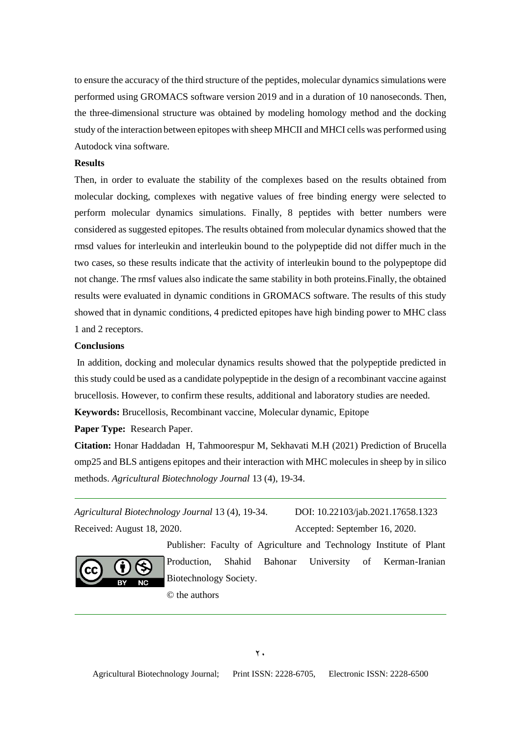to ensure the accuracy of the third structure of the peptides, molecular dynamics simulations were performed using GROMACS software version 2019 and in a duration of 10 nanoseconds. Then, the three-dimensional structure was obtained by modeling homology method and the docking study of the interaction between epitopes with sheep MHCII and MHCI cells was performed using Autodock vina software.

**Results**

Then, in order to evaluate the stability of the complexes based on the results obtained from molecular docking, complexes with negative values of free binding energy were selected to perform molecular dynamics simulations. Finally, 8 peptides with better numbers were considered as suggested epitopes. The results obtained from molecular dynamics showed that the rmsd values for interleukin and interleukin bound to the polypeptide did not differ much in the two cases, so these results indicate that the activity of interleukin bound to the polypeptope did not change. The rmsf values also indicate the same stability in both proteins.Finally, the obtained results were evaluated in dynamic conditions in GROMACS software. The results of this study showed that in dynamic conditions, 4 predicted epitopes have high binding power to MHC class 1 and 2 receptors.

**Conclusions**

In addition, docking and molecular dynamics results showed that the polypeptide predicted in this study could be used as a candidate polypeptide in the design of a recombinant vaccine against brucellosis. However, to confirm these results, additional and laboratory studies are needed.

**Keywords:** Brucellosis, Recombinant vaccine, Molecular dynamic, Epitope

**Paper Type:** Research Paper.

**Citation:** Honar Haddadan H, Tahmoorespur M, Sekhavati M.H (2021) Prediction of Brucella omp25 and BLS antigens epitopes and their interaction with MHC molecules in sheep by in silico methods. *Agricultural Biotechnology Journal* 13 (4), 19-34.

*Agricultural Biotechnology Journal* 13 (4), 19-34. DOI: 10.22103/jab.2021.17658.1323

Received: August 18, 2020. Accepted: September 16, 2020.

Publisher: Faculty of Agriculture and Technology Institute of Plant Production, Shahid Bahonar University of Kerman-Iranian Biotechnology Society.

© the authors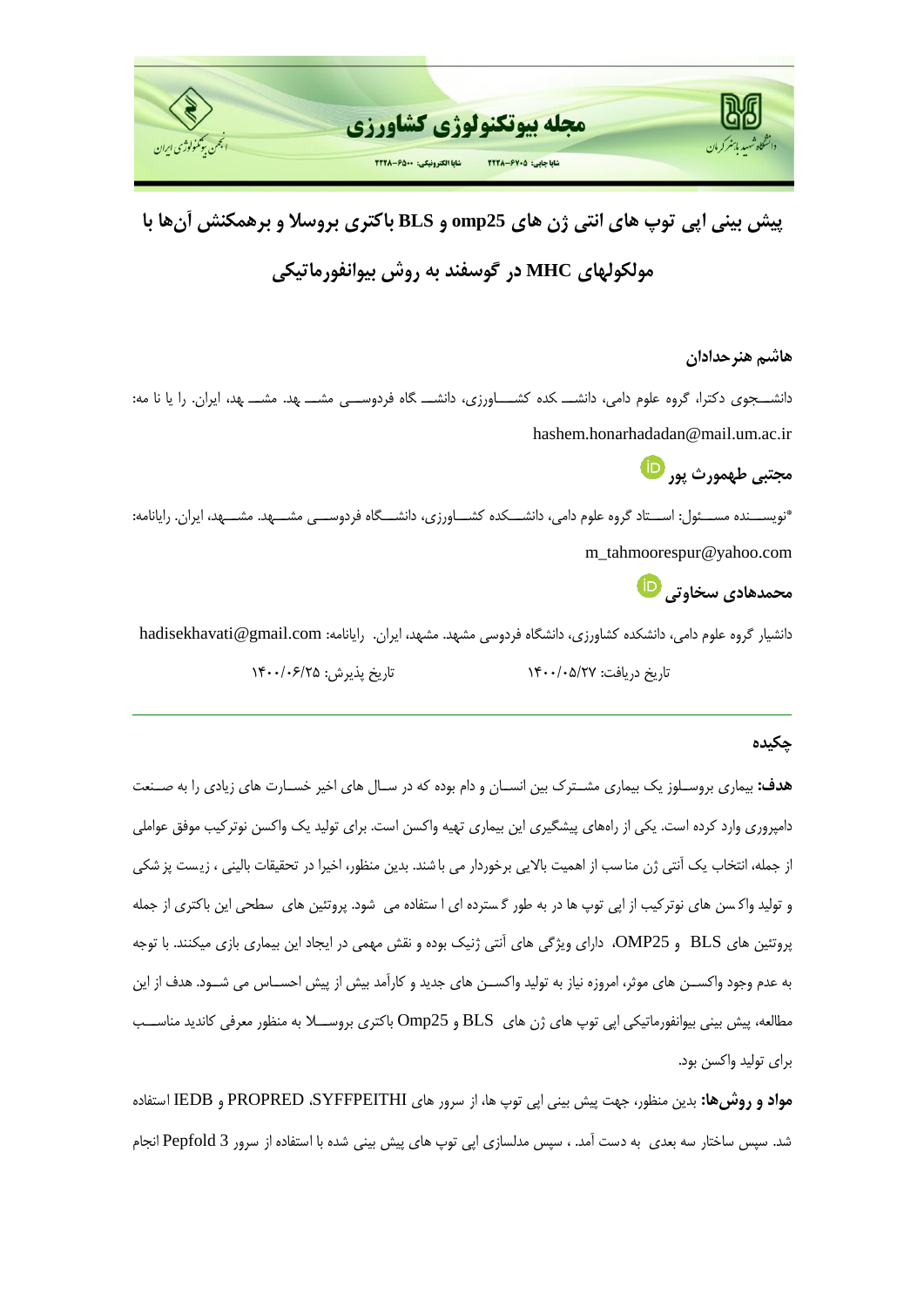# پیش بینی اپی توپ های انتی ژن های omp25 و BLS باکتری بروسلا و برهمکنش آن‌ها با مولکولهای MHC در گوسفند به روش بیوانفورماتیکی

**هاشم هنرحدادان**

دانشـــجوی دکترا، گروه علوم دامی، دانشـــ کده کشـــاورزی، دانشـــ گاه فردوســـی مشـــ هد. مشـــ هد، ایران. را یا نا مه: hashem.honarhadadan@mail.um.ac.ir

**مجتبی طهمورث پور**

*نویســـنده مســـئول: اســـتاد گروه علوم دامی، دانشـــکده کشـــاورزی، دانشـــگاه فردوســـی مشـــهد. مشـــهد، ایران. رایانامه: m_tahmoorespur@yahoo.com

**محمدهادی سخاوتی**

دانشیار گروه علوم دامی، دانشکده کشاورزی، دانشگاه فردوسی مشهد. مشهد، ایران. رایانامه: hadisekhavati@gmail.com

تاریخ دریافت: ۱۴۰۰/۰۵/۲۷ &nbsp;&nbsp;&nbsp;&nbsp; تاریخ پذیرش: ۱۴۰۰/۰۶/۲۵

## چکیده

**هدف:** بیماری بروســلوز یک بیماری مشــترک بین انســان و دام بوده که در ســال های اخیر خســارت های زیادی را به صــنعت دامپروری وارد کرده است. یکی از راههای پیشگیری این بیماری تهیه واکسن است. برای تولید یک واکسن نوترکیب موفق عواملی از جمله، انتخاب یک آنتی ژن مناسب از اهمیت بالایی برخوردار می باشند. بدین منظور، اخیرا در تحقیقات بالینی ، زیست پز شکی و تولید واکسن های نوترکیب از اپی توپ ها در به طور گسترده ای ا ستفاده می شود. پروتئین های سطحی این باکتری از جمله پروتئین های BLS و OMP25، دارای ویژگی های آنتی ژنیک بوده و نقش مهمی در ایجاد این بیماری بازی میکنند. با توجه به عدم وجود واکســن های موثر، امروزه نیاز به تولید واکســن های جدید و کارآمد بیش از پیش احســاس می شــود. هدف از این مطالعه، پیش بینی بیوانفورماتیکی اپی توپ های ژن های BLS و Omp25 باکتری بروســلا به منظور معرفی کاندید مناســب برای تولید واکسن بود.

**مواد و روش‌ها:** بدین منظور، جهت پیش بینی اپی توپ ها، از سرور های SYFFPEITHI، PROPRED و IEDB استفاده شد. سپس ساختار سه بعدی به دست آمد. ، سپس مدلسازی اپی توپ های پیش بینی شده با استفاده از سرور Pepfold 3 انجام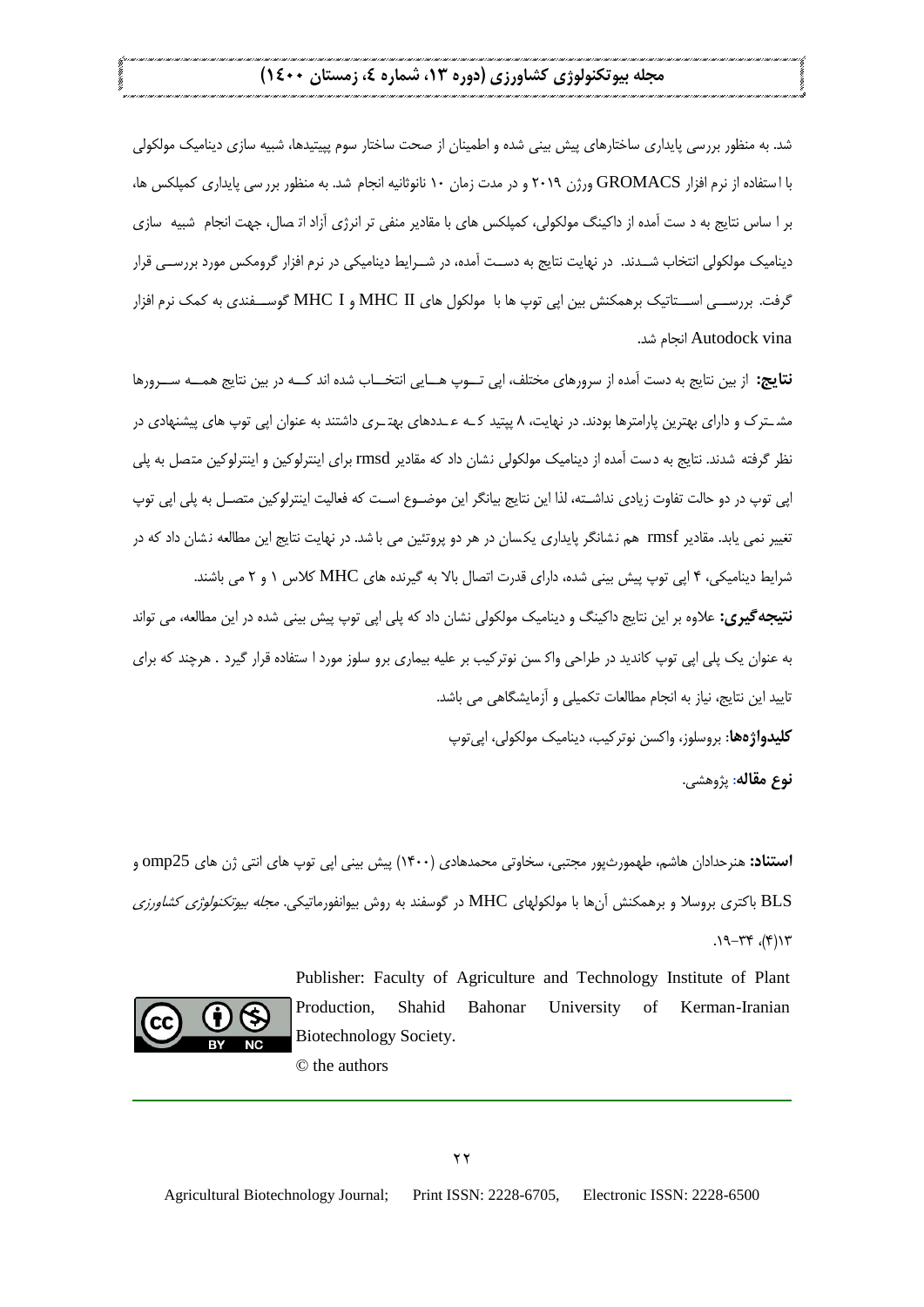شد. به منظور بررسی پایداری ساختارهای پیش بینی شده و اطمینان از صحت ساختار سوم پپتیدها، شبیه سازی دینامیک مولکولی با استفاده از نرم افزار GROMACS ورژن ۲۰۱۹ و در مدت زمان ۱۰ نانوثانیه انجام شد. به منظور بررسی پایداری کمپلکس ها، بر اساس نتایج به دست آمده از داکینگ مولکولی، کمپلکس های با مقادیر منفی تر انرژی آزاد اتصال، جهت انجام شبیه سازی دینامیک مولکولی انتخاب شدند. در نهایت نتایج به دست آمده، در شرایط دینامیکی در نرم افزار گرومکس مورد بررسی قرار گرفت. بررسی استاتیک برهمکنش بین اپی توپ ها با مولکول های MHC II و MHC I گوسفندی به کمک نرم افزار Autodock vina انجام شد.

**نتایج:** از بین نتایج به دست آمده از سرورهای مختلف، اپی توپ هایی انتخاب شده اند که در بین نتایج همه سرورها مشترک و دارای بهترین پارامترها بودند. در نهایت، ۸ پپتید که عددهای بهتری داشتند به عنوان اپی توپ های پیشنهادی در نظر گرفته شدند. نتایج به دست آمده از دینامیک مولکولی نشان داد که مقادیر rmsd برای اینترلوکین و اینترلوکین متصل به پلی اپی توپ در دو حالت تفاوت زیادی نداشته، لذا این نتایج بیانگر این موضوع است که فعالیت اینترلوکین متصل به پلی اپی توپ تغییر نمی یابد. مقادیر rmsf هم نشانگر پایداری یکسان در هر دو پروتئین می باشد. در نهایت نتایج این مطالعه نشان داد که در شرایط دینامیکی، ۴ اپی توپ پیش بینی شده، دارای قدرت اتصال بالا به گیرنده های MHC کلاس ۱ و ۲ می باشند.

**نتیجه‌گیری:** علاوه بر این نتایج داکینگ و دینامیک مولکولی نشان داد که پلی اپی توپ پیش بینی شده در این مطالعه، می تواند به عنوان یک پلی اپی توپ کاندید در طراحی واکسن نوترکیب بر علیه بیماری بروسلوز مورد استفاده قرار گیرد. هرچند که برای تایید این نتایج، نیاز به انجام مطالعات تکمیلی و آزمایشگاهی می باشد.

**کلیدواژه‌ها**: بروسلوز، واکسن نوترکیب، دینامیک مولکولی، اپی‌توپ

**نوع مقاله**: پژوهشی.

**استناد:** هنرحدادان هاشم، طهمورث‌پور مجتبی، سخاوتی محمدهادی (۱۴۰۰) پیش بینی اپی توپ های انتی ژن های omp25 و BLS باکتری بروسلا و برهمکنش آن‌ها با مولکولهای MHC در گوسفند به روش بیوانفورماتیکی. *مجله بیوتکنولوژی کشاورزی* ۱۳(۴)، ۳۴-۱۹.

Publisher: Faculty of Agriculture and Technology Institute of Plant Production, Shahid Bahonar University of Kerman-Iranian Biotechnology Society.

© the authors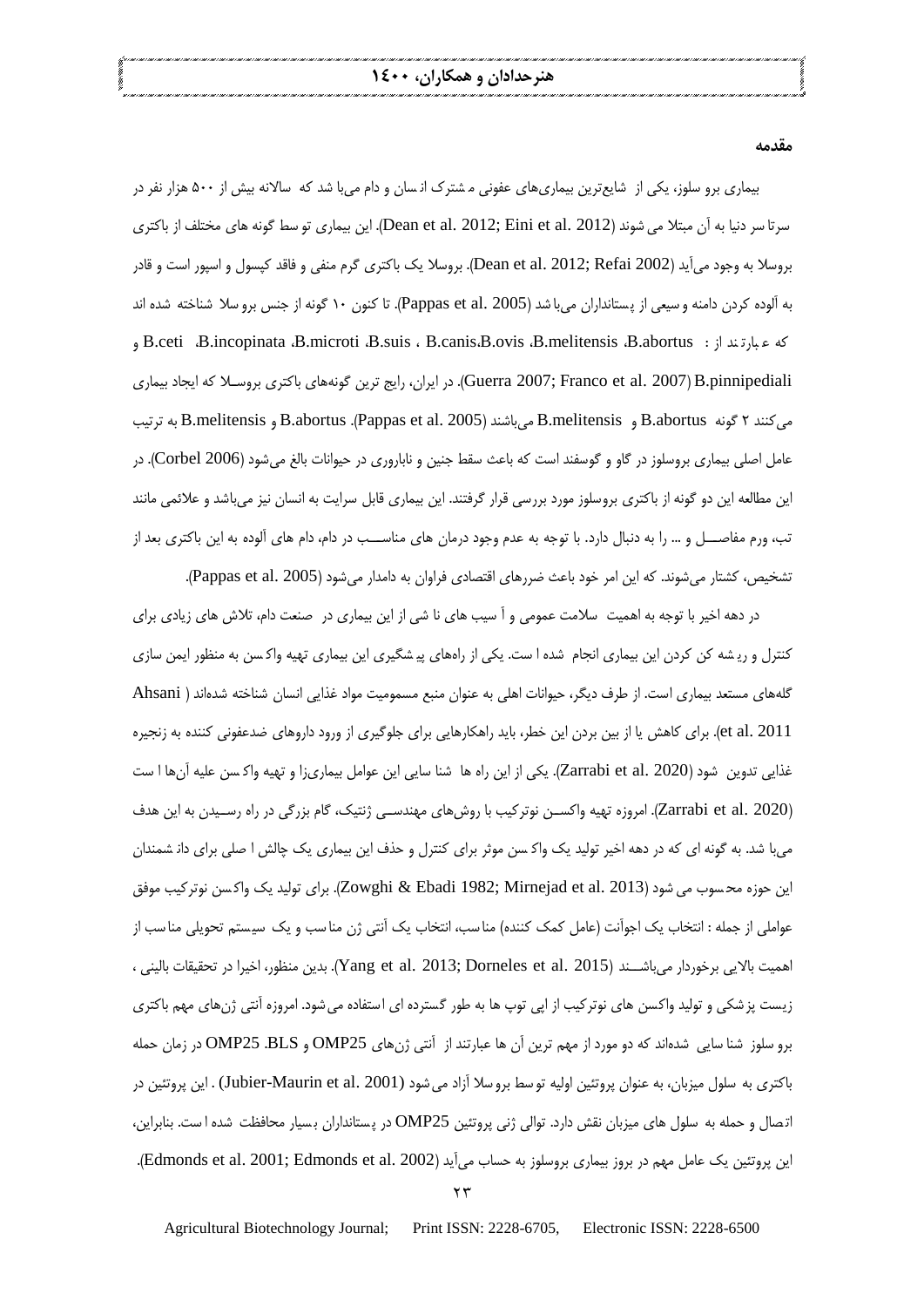## مقدمه

بیماری بروسلوز، یکی از شایع‌ترین بیماری‌های عفونی مشترک انسان و دام می‌باشد که سالانه بیش از ۵۰۰ هزار نفر در سرتاسر دنیا به آن مبتلا می شوند (Dean et al. 2012; Eini et al. 2012). این بیماری توسط گونه های مختلف از باکتری بروسلا به وجود می‌آید (Dean et al. 2012; Refai 2002). بروسلا یک باکتری گرم منفی و فاقد کپسول و اسپور است و قادر به آلوده کردن دامنه وسیعی از پستانداران می‌باشد (Pappas et al. 2005). تا کنون ۱۰ گونه از جنس بروسلا شناخته شده اند که عبارتند از : B.abortus، B.melitensis، B.ovis، B.canis، B.suis، B.microti، B.incopinata، B.ceti و B.pinnipediali (Guerra 2007; Franco et al. 2007). در ایران، رایج ترین گونه‌های باکتری بروسلا که ایجاد بیماری می‌کنند ۲ گونه B.abortus و B.melitensis می‌باشند (Pappas et al. 2005). B.abortus و B.melitensis به ترتیب عامل اصلی بیماری بروسلوز در گاو و گوسفند است که باعث سقط جنین و ناباروری در حیوانات بالغ می‌شود (Corbel 2006). در این مطالعه این دو گونه از باکتری بروسلوز مورد بررسی قرار گرفتند. این بیماری قابل سرایت به انسان نیز می‌باشد و علائمی مانند تب، ورم مفاصل و ... را به دنبال دارد. با توجه به عدم وجود درمان های مناسب در دام، دام های آلوده به این باکتری بعد از تشخیص، کشتار می‌شوند. که این امر خود باعث ضررهای اقتصادی فراوان به دامدار می‌شود (Pappas et al. 2005).

در دهه اخیر با توجه به اهمیت سلامت عمومی و آسیب های ناشی از این بیماری در صنعت دام، تلاش های زیادی برای کنترل و ریشه کن کردن این بیماری انجام شده است. یکی از راه‌های پیشگیری این بیماری تهیه واکسن به منظور ایمن سازی گله‌های مستعد بیماری است. از طرف دیگر، حیوانات اهلی به عنوان منبع مسمومیت مواد غذایی انسان شناخته شده‌اند (Ahsani et al. 2011). برای کاهش یا از بین بردن این خطر، باید راهکارهایی برای جلوگیری از ورود داروهای ضدعفونی کننده به زنجیره غذایی تدوین شود (Zarrabi et al. 2020). یکی از این راه ها شناسایی این عوامل بیماری‌زا و تهیه واکسن علیه آن‌ها است (Zarrabi et al. 2020). امروزه تهیه واکسن نوترکیب با روش‌های مهندسی ژنتیک، گام بزرگی در راه رسیدن به این هدف می‌باشد. به گونه ای که در دهه اخیر تولید یک واکسن موثر برای کنترل و حذف این بیماری یک چالش اصلی برای دانشمندان این حوزه محسوب می شود (Zowghi & Ebadi 1982; Mirnejad et al. 2013). برای تولید یک واکسن نوترکیب موفق عواملی از جمله : انتخاب یک اجوآنت (عامل کمک کننده) مناسب، انتخاب یک آنتی ژن مناسب و یک سیستم تحویلی مناسب از اهمیت بالایی برخوردار می‌باشند (Yang et al. 2013; Dorneles et al. 2015). بدین منظور، اخیرا در تحقیقات بالینی ، زیست پزشکی و تولید واکسن های نوترکیب از اپی توپ ها به طور گسترده ای استفاده می‌شود. امروزه آنتی ژن‌های مهم باکتری بروسلوز شناسایی شده‌اند که دو مورد از مهم ترین آن ها عبارتند از آنتی ژن‌های OMP25 و BLS. OMP25 در زمان حمله باکتری به سلول میزبان، به عنوان پروتئین اولیه توسط بروسلا آزاد می‌شود (Jubier-Maurin et al. 2001) . این پروتئین در اتصال و حمله به سلول های میزبان نقش دارد. توالی ژنی پروتئین OMP25 در پستانداران بسیار محافظت شده است. بنابراین، این پروتئین یک عامل مهم در بروز بیماری بروسلوز به حساب می‌آید (Edmonds et al. 2001; Edmonds et al. 2002).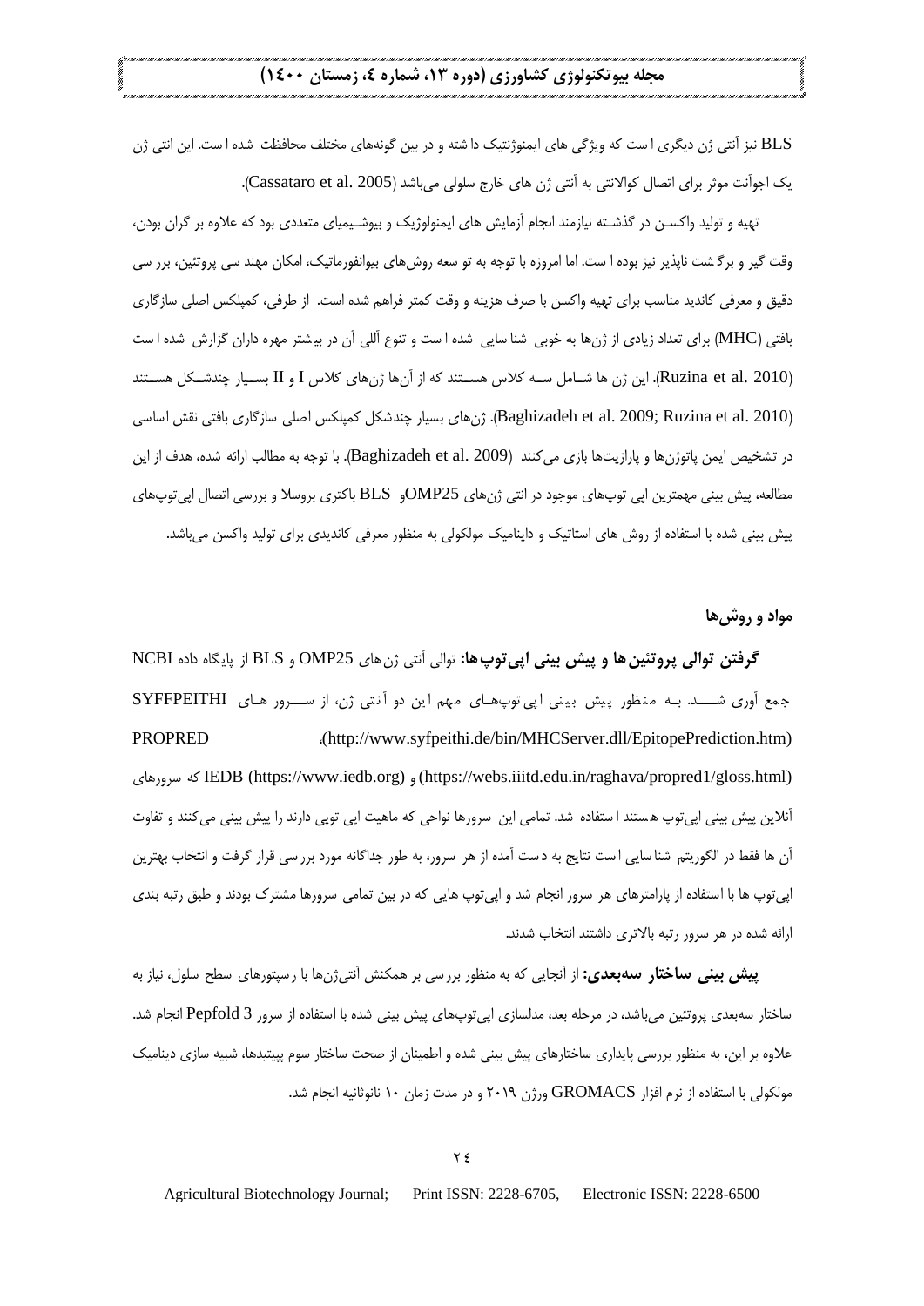BLS نیز آنتی ژن دیگری است که ویژگی های ایمونوژنتیک داشته و در بین گونه‌های مختلف محافظت شده است. این انتی ژن یک اجوآنت موثر برای اتصال کوالانتی به آنتی ژن های خارج سلولی می‌باشد (Cassataro et al. 2005).

تهیه و تولید واکسن در گذشته نیازمند انجام آزمایش های ایمنولوژیک و بیوشیمیای متعددی بود که علاوه بر گران بودن، وقت گیر و برگشت ناپذیر نیز بوده است. اما امروزه با توجه به توسعه روش‌های بیوانفورماتیک، امکان مهندسی پروتئین، بررسی دقیق و معرفی کاندید مناسب برای تهیه واکسن با صرف هزینه و وقت کمتر فراهم شده است. از طرفی، کمپلکس اصلی سازگاری بافتی (MHC) برای تعداد زیادی از ژن‌ها به خوبی شناسایی شده است و تنوع آللی آن در بیشتر مهره داران گزارش شده است (Ruzina et al. 2010). این ژن ها شامل سه کلاس هستند که از آن‌ها ژن‌های کلاس I و II بسیار چندشکل هستند (Baghizadeh et al. 2009; Ruzina et al. 2010). ژن‌های بسیار چندشکل کمپلکس اصلی سازگاری بافتی نقش اساسی در تشخیص ایمن پاتوژن‌ها و پارازیت‌ها بازی می‌کنند (Baghizadeh et al. 2009). با توجه به مطالب ارائه شده، هدف از این مطالعه، پیش بینی مهمترین اپی توپ‌های موجود در انتی ژن‌های OMP25و BLS باکتری بروسلا و بررسی اتصال اپی‌توپ‌های پیش بینی شده با استفاده از روش های استاتیک و دینامیک مولکولی به منظور معرفی کاندیدی برای تولید واکسن می‌باشد.

## مواد و روش‌ها

**گرفتن توالی پروتئین‌ها و پیش بینی اپی‌توپ‌ها:** توالی آنتی ژن‌های OMP25 و BLS از پایگاه داده NCBI جمع آوری شد. به منظور پیش بینی اپی‌توپ‌های مهم این دو آنتی ژن، از سرور های SYFFPEITHI (http://www.syfpeithi.de/bin/MHCServer.dll/EpitopePrediction.htm)، PROPRED (https://webs.iiitd.edu.in/raghava/propred1/gloss.html) و IEDB (https://www.iedb.org) که سرورهای آنلاین پیش بینی اپی‌توپ هستند استفاده شد. تمامی این سرورها نواحی که ماهیت اپی توپی دارند را پیش بینی می‌کنند و تفاوت آن ها فقط در الگوریتم شناسایی است نتایج به دست آمده از هر سرور، به طور جداگانه مورد بررسی قرار گرفت و انتخاب بهترین اپی‌توپ ها با استفاده از پارامترهای هر سرور انجام شد و اپی‌توپ هایی که در بین تمامی سرورها مشترک بودند و طبق رتبه بندی ارائه شده در هر سرور رتبه بالاتری داشتند انتخاب شدند.

**پیش بینی ساختار سه‌بعدی:** از آنجایی که به منظور بررسی بر همکنش آنتی‌ژن‌ها با رسپتورهای سطح سلول، نیاز به ساختار سه‌بعدی پروتئین می‌باشد، در مرحله بعد، مدلسازی اپی‌توپ‌های پیش بینی شده با استفاده از سرور Pepfold 3 انجام شد. علاوه بر این، به منظور بررسی پایداری ساختارهای پیش بینی شده و اطمینان از صحت ساختار سوم پپتیدها، شبیه سازی دینامیک مولکولی با استفاده از نرم افزار GROMACS ورژن ۲۰۱۹ و در مدت زمان ۱۰ نانوثانیه انجام شد.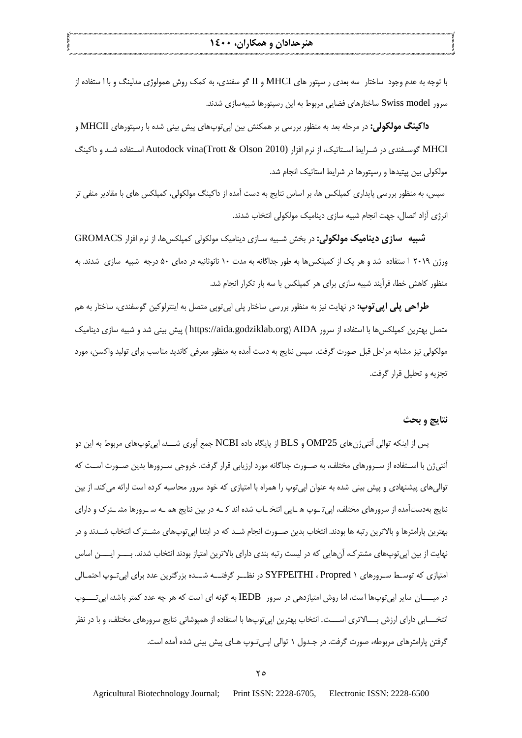با توجه به عدم وجود ساختار سه بعدی ر سپتور های MHCI و II گو سفندی، به کمک روش همولوژی مدلینگ و با ا ستفاده از سرور Swiss model ساختارهای فضایی مربوط به این رسپتورها شبیه‌سازی شدند.

**داکینگ مولکولی:** در مرحله بعد به منظور بررسی بر همکنش بین اپی‌توپ‌های پیش بینی شده با رسپتورهای MHCII و MHCI گوسفندی در شرایط استاتیک، از نرم افزار Autodock vina(Trott & Olson 2010) استفاده شد و داکینگ مولکولی بین پپتیدها و رسپتورها در شرایط استاتیک انجام شد.

سپس، به منظور بررسی پایداری کمپلکس ها، بر اساس نتایج به دست آمده از داکینگ مولکولی، کمپلکس های با مقادیر منفی تر انرژی آزاد اتصال، جهت انجام شبیه سازی دینامیک مولکولی انتخاب شدند.

**شبیه سازی دینامیک مولکولی:** در بخش شبیه سازی دینامیک مولکولی کمپلکس‌ها، از نرم افزار GROMACS ورژن ۲۰۱۹ ا ستفاده شد و هر یک از کمپلکس‌ها به طور جداگانه به مدت ۱۰ نانوثانیه در دمای ۵۰ درجه شبیه سازی شدند. به منظور کاهش خطا، فرآیند شبیه سازی برای هر کمپلکس با سه بار تکرار انجام شد.

**طراحی پلی اپی‌توپ:** در نهایت نیز به منظور بررسی ساختار پلی اپی‌توپی متصل به اینترلوکین گوسفندی، ساختار به هم متصل بهترین کمپلکس‌ها با استفاده از سرور AIDA (https://aida.godziklab.org) پیش بینی شد و شبیه سازی دینامیک مولکولی نیز مشابه مراحل قبل صورت گرفت. سپس نتایج به دست آمده به منظور معرفی کاندید مناسب برای تولید واکسن، مورد تجزیه و تحلیل قرار گرفت.

## نتایج و بحث

پس از اینکه توالی آنتی‌ژن‌های OMP25 و BLS از پایگاه داده NCBI جمع آوری شد، اپی‌توپ‌های مربوط به این دو آنتی‌ژن با استفاده از سرورهای مختلف، به صورت جداگانه مورد ارزیابی قرار گرفت. خروجی سرورها بدین صورت است که توالی‌های پیشنهادی و پیش بینی شده به عنوان اپی‌توپ را همراه با امتیازی که خود سرور محاسبه کرده است ارائه می‌کند. از بین نتایج به‌دست‌آمده از سرورهای مختلف، اپی‌توپ هایی انتخاب شده اند که در بین نتایج همه سرورها مشترک و دارای بهترین پارامترها و بالاترین رتبه ها بودند. انتخاب بدین صورت انجام شد که در ابتدا اپی‌توپ‌های مشترک انتخاب شدند و در نهایت از بین اپی‌توپ‌های مشترک، آن‌هایی که در لیست رتبه بندی دارای بالاترین امتیاز بودند انتخاب شدند. بر این اساس امتیازی که توسط سرورهای Propred ۱ ، SYFPEITHI در نظر گرفته شده بزرگترین عدد برای اپی‌توپ احتمالی در میان سایر اپی‌توپ‌ها است، اما روش امتیازدهی در سرور IEDB به گونه ای است که هر چه عدد کمتر باشد، اپی‌توپ انتخابی دارای ارزش بالاتری است. انتخاب بهترین اپی‌توپ‌ها با استفاده از همپوشانی نتایج سرورهای مختلف، و با در نظر گرفتن پارامترهای مربوطه، صورت گرفت. در جدول ۱ توالی اپی‌توپ های پیش بینی شده آمده است.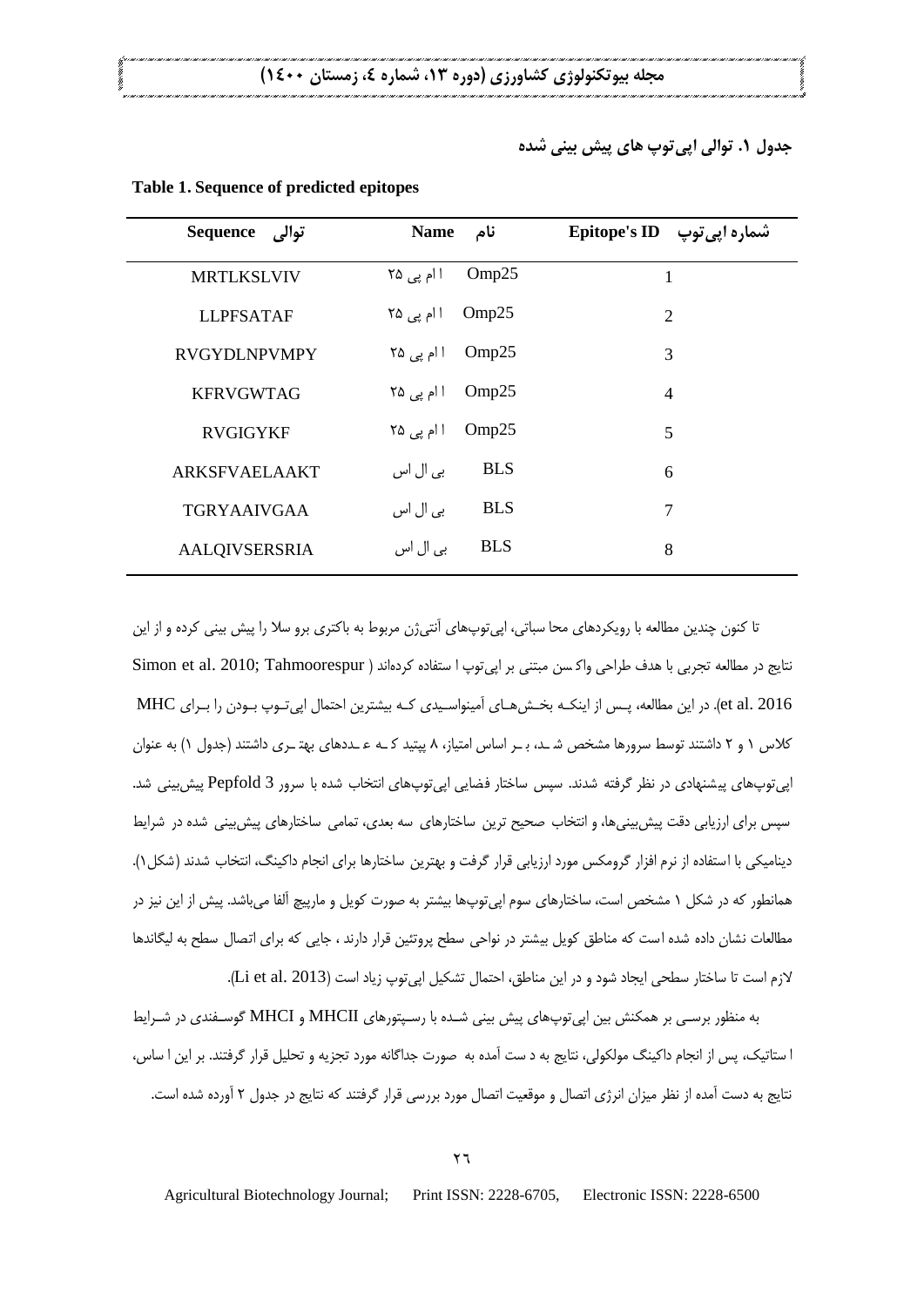جدول ۱. توالی اپی‌توپ های پیش بینی شده

**Table 1. Sequence of predicted epitopes**

| Sequence توالی | Name نام | Epitope's ID شماره اپی‌توپ |
|---|---|---|
| MRTLKSLVIV | Omp25 ا ام پی ۲۵ | 1 |
| LLPFSATAF | Omp25 ا ام پی ۲۵ | 2 |
| RVGYDLNPVMPY | Omp25 ا ام پی ۲۵ | 3 |
| KFRVGWTAG | Omp25 ا ام پی ۲۵ | 4 |
| RVGIGYKF | Omp25 ا ام پی ۲۵ | 5 |
| ARKSFVAELAAKT | BLS بی ال اس | 6 |
| TGRYAAIVGAA | BLS بی ال اس | 7 |
| AALQIVSERSRIA | BLS بی ال اس | 8 |

تا کنون چندین مطالعه با رویکردهای محا سباتی، اپی‌توپ‌های آنتی‌ژن مربوط به باکتری برو سلا را پیش بینی کرده و از این نتایج در مطالعه تجربی با هدف طراحی واکسن مبتنی بر اپی‌توپ ا ستفاده کرده‌اند (Simon et al. 2010; Tahmoorespur et al. 2016). در این مطالعه، پس از اینکه بخش‌های آمینواسیدی که بیشترین احتمال اپی‌توپ بودن را برای MHC کلاس ۱ و ۲ داشتند توسط سرورها مشخص شد، بر اساس امتیاز، ۸ پپتید که عددهای بهتری داشتند (جدول ۱) به عنوان اپی‌توپ‌های پیشنهادی در نظر گرفته شدند. سپس ساختار فضایی اپی‌توپ‌های انتخاب شده با سرور Pepfold 3 پیش‌بینی شد. سپس برای ارزیابی دقت پیش‌بینی‌ها، و انتخاب صحیح ترین ساختارهای سه بعدی، تمامی ساختارهای پیش‌بینی شده در شرایط دینامیکی با ا ستفاده از نرم افزار گرومکس مورد ارزیابی قرار گرفت و بهترین ساختارها برای انجام داکینگ، انتخاب شدند (شکل۱). همانطور که در شکل ۱ مشخص است، ساختارهای سوم اپی‌توپ‌ها بیشتر به صورت کویل و مارپیچ آلفا می‌باشد. پیش از این نیز در مطالعات نشان داده شده است که مناطق کویل بیشتر در نواحی سطح پروتئین قرار دارند ، جایی که برای اتصال سطح به لیگاندها لازم است تا ساختار سطحی ایجاد شود و در این مناطق، احتمال تشکیل اپی‌توپ زیاد است (Li et al. 2013).

به منظور برسی بر همکنش بین اپی‌توپ‌های پیش بینی شده با رسپتورهای MHCII و MHCI گوسفندی در شرایط ا ستاتیک، پس از انجام داکینگ مولکولی، نتایج به د ست آمده به صورت جداگانه مورد تجزیه و تحلیل قرار گرفتند. بر این ا ساس، نتایج به دست آمده از نظر میزان انرژی اتصال و موقعیت اتصال مورد بررسی قرار گرفتند که نتایج در جدول ۲ آورده شده است.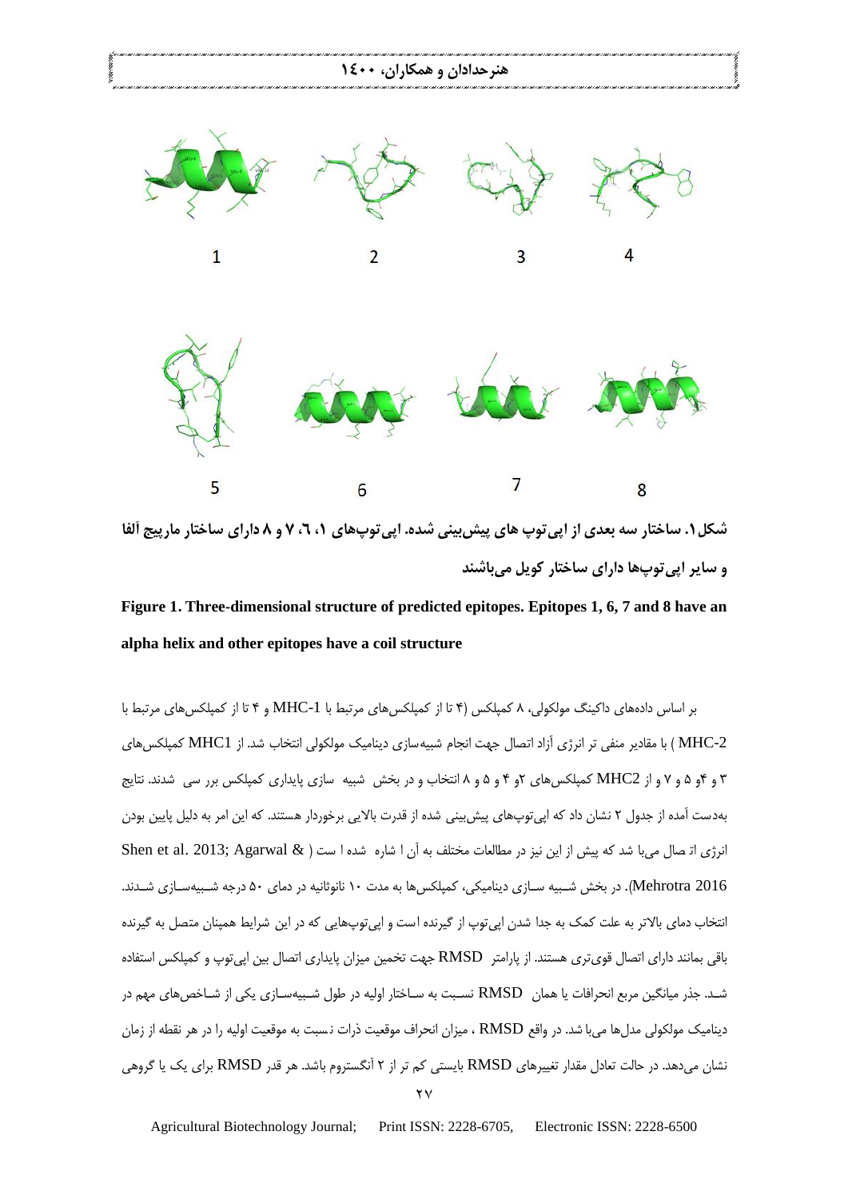1 2 3 4

5 6 7 8

**شکل۱. ساختار سه بعدی از اپی‌توپ های پیش‌بینی شده. اپی‌توپ‌های ۱، ٦، ۷ و ۸ دارای ساختار مارپیچ آلفا و سایر اپی‌توپ‌ها دارای ساختار کویل می‌باشند**

**Figure 1. Three-dimensional structure of predicted epitopes. Epitopes 1, 6, 7 and 8 have an alpha helix and other epitopes have a coil structure**

بر اساس داده‌های داکینگ مولکولی، ۸ کمپلکس (۴ تا از کمپلکس‌های مرتبط با MHC-1 و ۴ تا از کمپلکس‌های مرتبط با MHC-2 ) با مقادیر منفی تر انرژی آزاد اتصال جهت انجام شبیه‌سازی دینامیک مولکولی انتخاب شد. از MHC1 کمپلکس‌های ۳ و ۴و ۵ و ۷ و از MHC2 کمپلکس‌های ۲و ۴ و ۵ و ۸ انتخاب و در بخش شبیه سازی پایداری کمپلکس برر سی شدند. نتایج به‌دست آمده از جدول ۲ نشان داد که اپی‌توپ‌های پیش‌بینی شده از قدرت بالایی برخوردار هستند. که این امر به دلیل پایین بودن انرژی اتـ صال می‌با شد که پیش از این نیز در مطالعات مختلف به آن ا شاره شده ا ست ( Shen et al. 2013; Agarwal & Mehrotra 2016). در بخش شـبیه سـازی دینامیکی، کمپلکس‌ها به مدت ۱۰ نانوثانیه در دمای ۵۰ درجه شـبیه‌سـازی شـدند. انتخاب دمای بالاتر به علت کمک به جدا شدن اپی‌توپ از گیرنده است و اپی‌توپ‌هایی که در این شرایط همچنان متصل به گیرنده باقی بمانند دارای اتصال قوی‌تری هستند. از پارامتر RMSD جهت تخمین میزان پایداری اتصال بین اپی‌توپ و کمپلکس استفاده شـد. جذر میانگین مربع انحرافات یا همان RMSD نسـبت به سـاختار اولیه در طول شـبیه‌سـازی یکی از شـاخص‌های مهم در دینامیک مولکولی مدل‌ها می‌با شد. در واقع RMSD ، میزان انحراف موقعیت ذرات نـسبت به موقعیت اولیه را در هر نقطه از زمان نشان می‌دهد. در حالت تعادل مقدار تغییرهای RMSD بایستی کم تر از ۲ آنگستروم باشد. هر قدر RMSD برای یک یا گروهی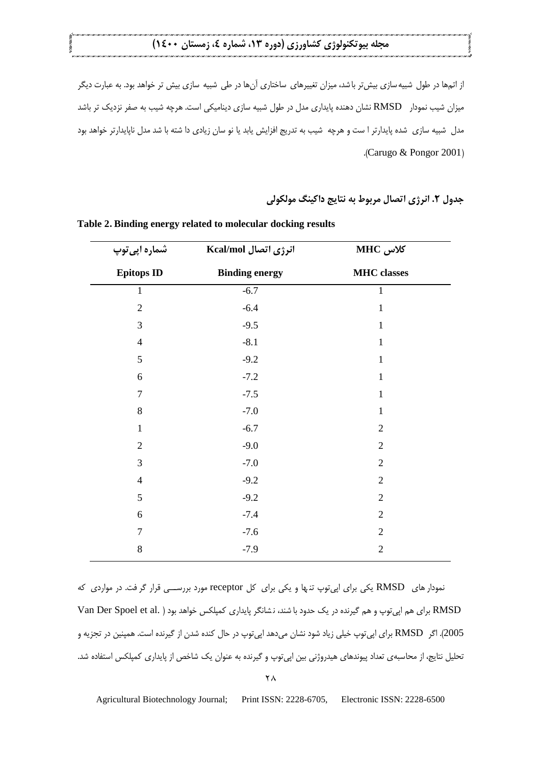از اتم‌ها در طول شبیه‌سازی بیش‌تر باشد، میزان تغییرهای ساختاری آن‌ها در طی شبیه سازی بیش تر خواهد بود. به عبارت دیگر میزان شیب نمودار RMSD نشان دهنده پایداری مدل در طول شبیه سازی دینامیکی است. هرچه شیب به صفر نزدیک تر باشد مدل شبیه سازی شده پایدارتر است و هرچه شیب به تدریج افزایش یابد یا نوسان زیادی داشته باشد مدل ناپایدارتر خواهد بود (Carugo & Pongor 2001).

**جدول ۲. انرژی اتصال مربوط به نتایج داکینگ مولکولی**

**Table 2. Binding energy related to molecular docking results**

| شماره اپی‌توپ<br>Epitops ID | انرژی اتصال Kcal/mol<br>Binding energy | کلاس MHC<br>MHC classes |
|---|---|---|
| 1 | -6.7 | 1 |
| 2 | -6.4 | 1 |
| 3 | -9.5 | 1 |
| 4 | -8.1 | 1 |
| 5 | -9.2 | 1 |
| 6 | -7.2 | 1 |
| 7 | -7.5 | 1 |
| 8 | -7.0 | 1 |
| 1 | -6.7 | 2 |
| 2 | -9.0 | 2 |
| 3 | -7.0 | 2 |
| 4 | -9.2 | 2 |
| 5 | -9.2 | 2 |
| 6 | -7.4 | 2 |
| 7 | -7.6 | 2 |
| 8 | -7.9 | 2 |

نمودارهای RMSD یکی برای اپی‌توپ تنها و یکی برای کل receptor مورد بررسی قرار گرفت. در مواردی که RMSD برای هم اپی‌توپ و هم گیرنده در یک حدود باشند، نشانگر پایداری کمپلکس خواهد بود (Van Der Spoel et al. 2005). اگر RMSD برای اپی‌توپ خیلی زیاد شود نشان می‌دهد اپی‌توپ در حال کنده شدن از گیرنده است. همچنین در تجزیه و تحلیل نتایج، از محاسبه‌ی تعداد پیوندهای هیدروژنی بین اپی‌توپ و گیرنده به عنوان یک شاخص از پایداری کمپلکس استفاده شد.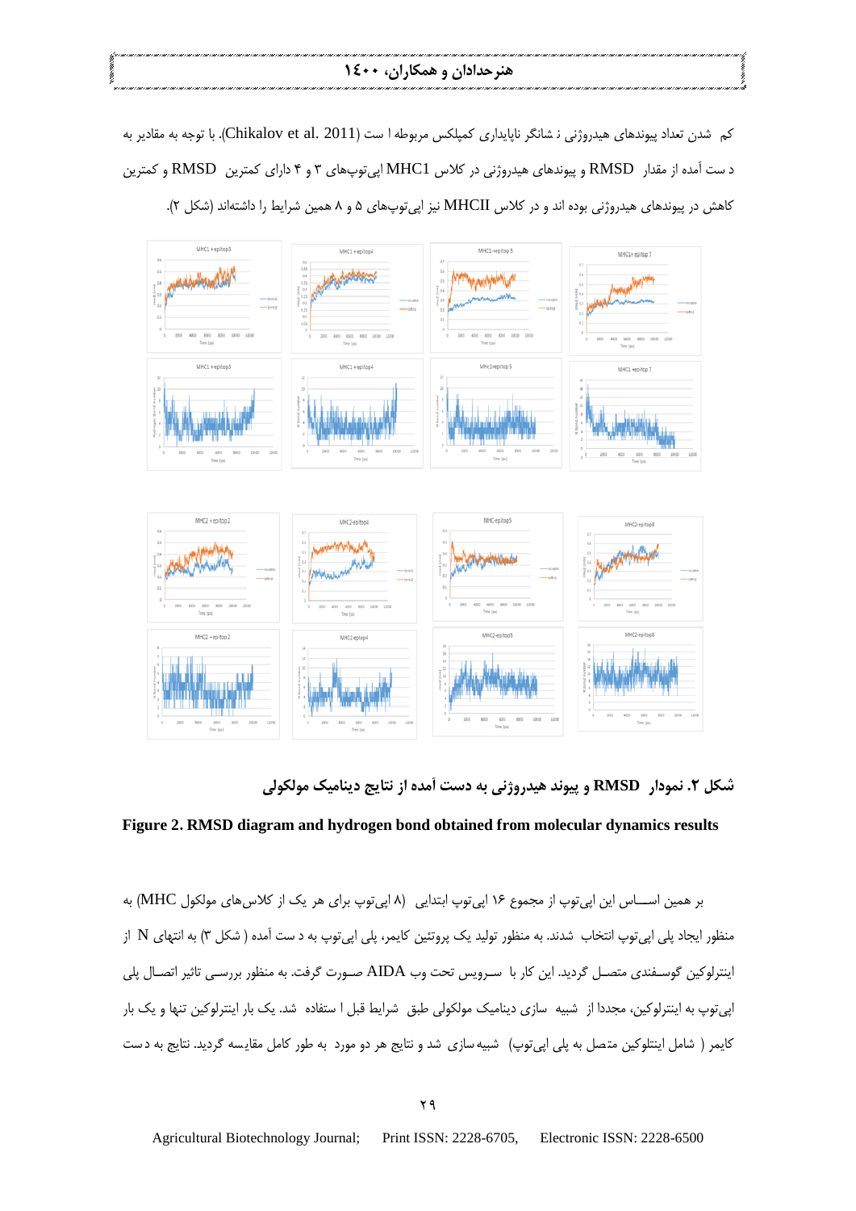کم شدن تعداد پیوندهای هیدروژنی نشانگر ناپایداری کمپلکس مربوطه است (Chikalov et al. 2011). با توجه به مقادیر به دست آمده از مقدار RMSD و پیوندهای هیدروژنی در کلاس MHC1 اپی‌توپهای ۳ و ۴ دارای کمترین RMSD و کمترین کاهش در پیوندهای هیدروژنی بوده اند و در کلاس MHCII نیز اپی‌توپهای ۵ و ۸ همین شرایط را داشته‌اند (شکل ۲).

**شکل ۲. نمودار RMSD و پیوند هیدروژنی به دست آمده از نتایج دینامیک مولکولی**

**Figure 2. RMSD diagram and hydrogen bond obtained from molecular dynamics results**

بر همین اســـاس این اپی‌توپ از مجموع ۱۶ اپی‌توپ ابتدایی (۸ اپی‌توپ برای هر یک از کلاس‌های مولکول MHC) به منظور ایجاد پلی اپی‌توپ انتخاب شدند. به منظور تولید یک پروتئین کایمر، پلی اپی‌توپ به دست آمده (شکل ۳) به انتهای N از اینترلوکین گوســفندی متصــل گردید. این کار با ســرویس تحت وب AIDA صــورت گرفت. به منظور بررســی تاثیر اتصــال پلی اپی‌توپ به اینترلوکین، مجددا از شبیه سازی دینامیک مولکولی طبق شرایط قبل استفاده شد. یک بار اینترلوکین تنها و یک بار کایمر (شامل اینتلوکین متصل به پلی اپی‌توپ) شبیه‌سازی شد و نتایج هر دو مورد به طور کامل مقایسه گردید. نتایج به دست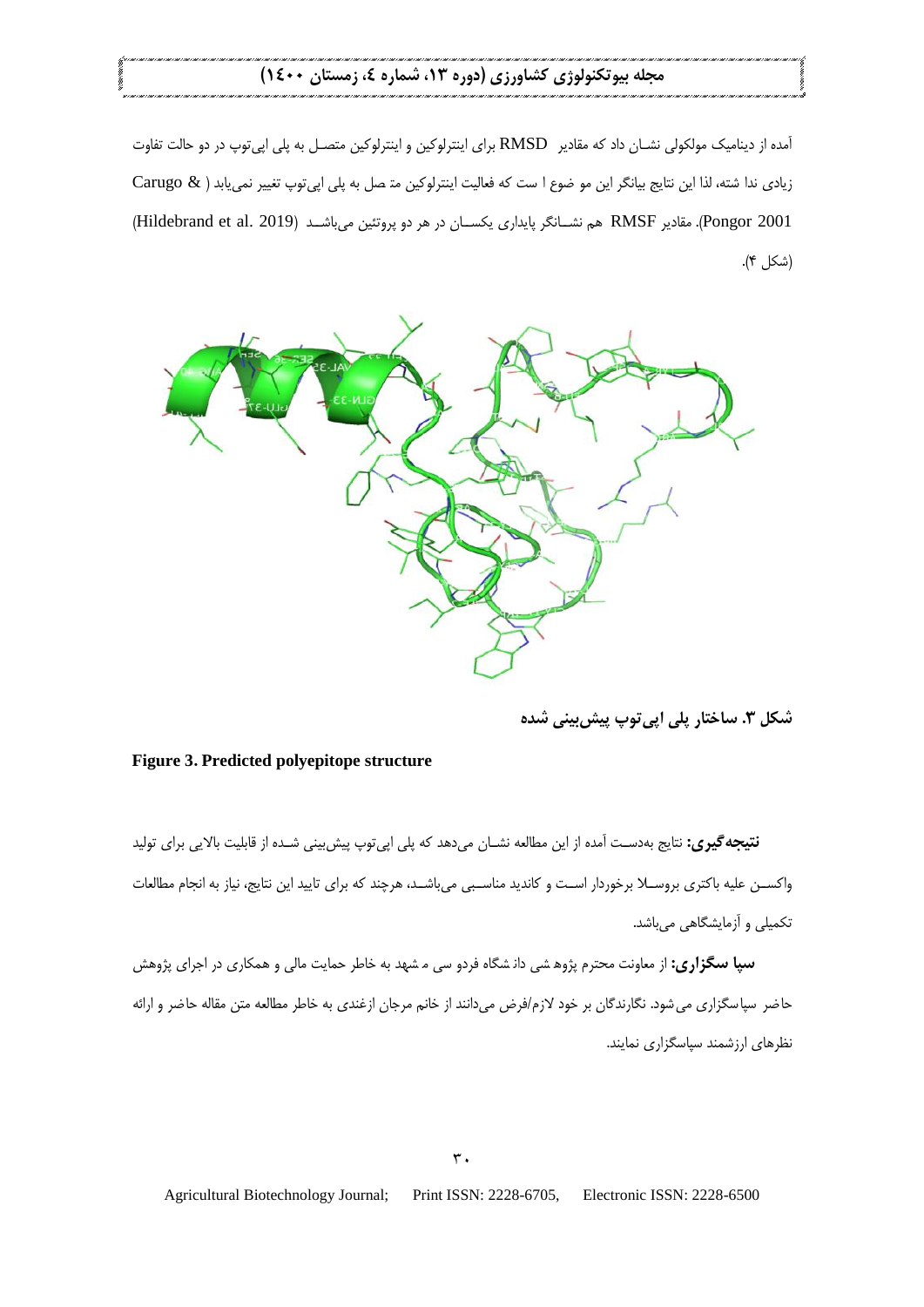آمده از دینامیک مولکولی نشـان داد که مقادیر RMSD برای اینترلوکین و اینترلوکین متصـل به پلی اپی‌توپ در دو حالت تفاوت زیادی ندا شته، لذا این نتایج بیانگر این مو ضوع ا ست که فعالیت اینترلوکین مت صل به پلی اپی‌توپ تغییر نمی‌یابد (Carugo & Pongor 2001). مقادیر RMSF هم نشـانگر پایداری یکسـان در هر دو پروتئین می‌باشـد (Hildebrand et al. 2019) (شکل ۴).

**شکل ۳. ساختار پلی اپی‌توپ پیش‌بینی شده**

**Figure 3. Predicted polyepitope structure**

**نتیجه‌گیری:** نتایج به‌دسـت آمده از این مطالعه نشـان می‌دهد که پلی اپی‌توپ پیش‌بینی شـده از قابلیت بالایی برای تولید واکسـن علیه باکتری بروسـلا برخوردار اسـت و کاندید مناسـبی می‌باشـد، هرچند که برای تایید این نتایج، نیاز به انجام مطالعات تکمیلی و آزمایشگاهی می‌باشد.

**سپا سگزاری:** از معاونت محترم پژوه شی دان شگاه فردو سی م شهد به خاطر حمایت مالی و همکاری در اجرای پژوهش حاضر سپاسگزاری می شود. نگارندگان بر خود لازم/فرض می‌دانند از خانم مرجان ازغندی به خاطر مطالعه متن مقاله حاضر و ارائه نظرهای ارزشمند سپاسگزاری نمایند.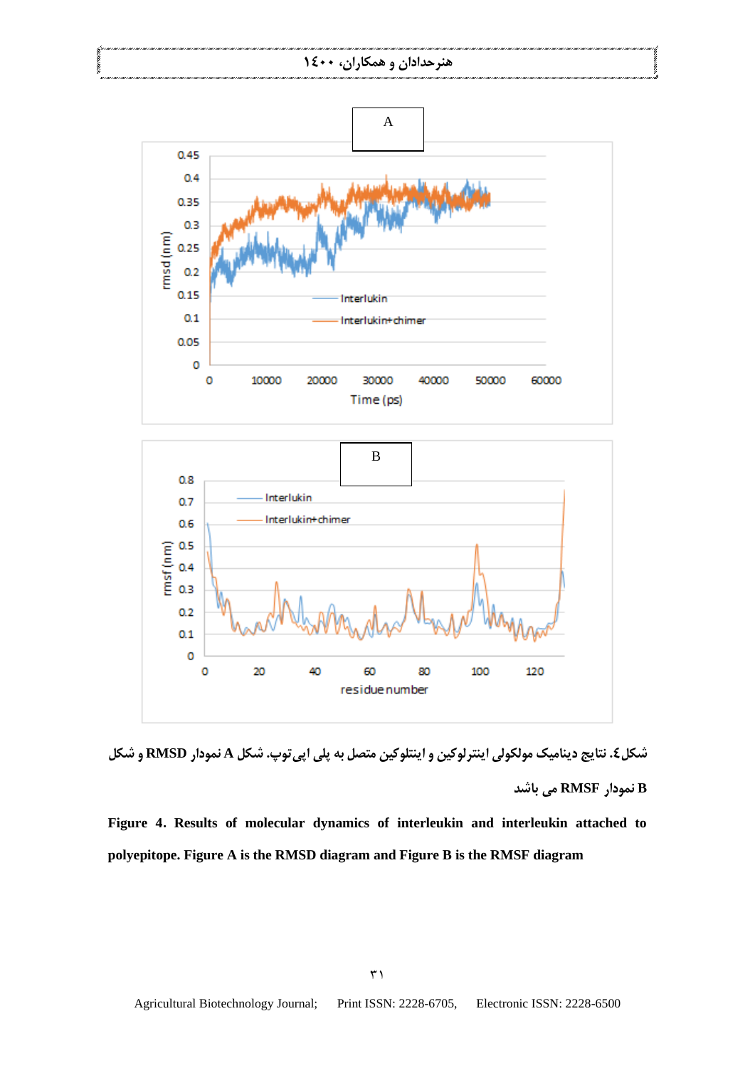شکل٤. نتایج دینامیک مولکولی اینترلوکین و اینتلوکین متصل به پلی اپی‌توپ. شکل A نمودار RMSD و شکل B نمودار RMSF می باشد

**Figure 4. Results of molecular dynamics of interleukin and interleukin attached to polyepitope. Figure A is the RMSD diagram and Figure B is the RMSF diagram**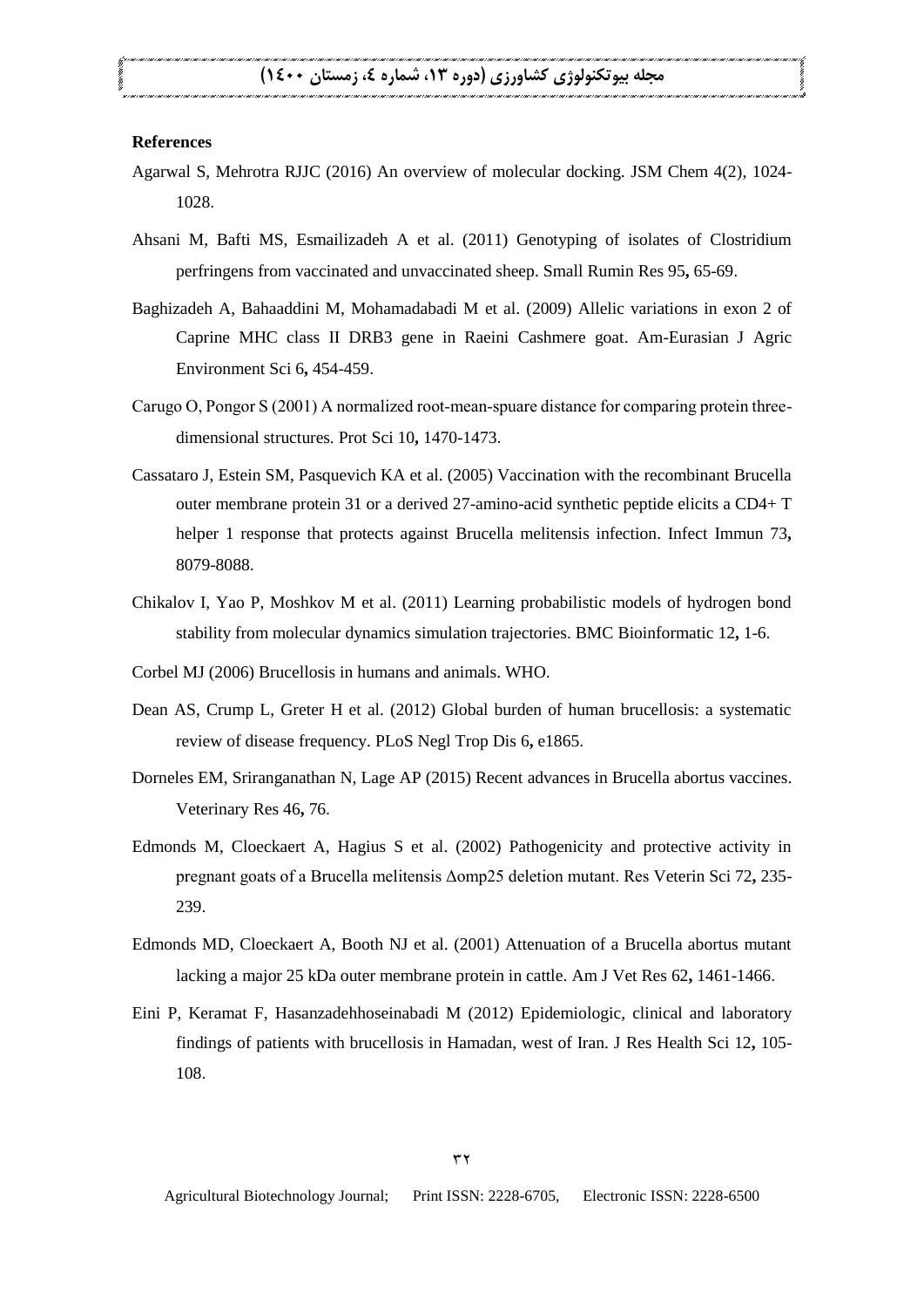**References**

Agarwal S, Mehrotra RJJC (2016) An overview of molecular docking. JSM Chem 4(2), 1024-1028.

Ahsani M, Bafti MS, Esmailizadeh A et al. (2011) Genotyping of isolates of Clostridium perfringens from vaccinated and unvaccinated sheep. Small Rumin Res 95**,** 65-69.

Baghizadeh A, Bahaaddini M, Mohamadabadi M et al. (2009) Allelic variations in exon 2 of Caprine MHC class II DRB3 gene in Raeini Cashmere goat. Am-Eurasian J Agric Environment Sci 6**,** 454-459.

Carugo O, Pongor S (2001) A normalized root-mean-spuare distance for comparing protein three-dimensional structures. Prot Sci 10**,** 1470-1473.

Cassataro J, Estein SM, Pasquevich KA et al. (2005) Vaccination with the recombinant Brucella outer membrane protein 31 or a derived 27-amino-acid synthetic peptide elicits a CD4+ T helper 1 response that protects against Brucella melitensis infection. Infect Immun 73**,** 8079-8088.

Chikalov I, Yao P, Moshkov M et al. (2011) Learning probabilistic models of hydrogen bond stability from molecular dynamics simulation trajectories. BMC Bioinformatic 12**,** 1-6.

Corbel MJ (2006) Brucellosis in humans and animals. WHO.

Dean AS, Crump L, Greter H et al. (2012) Global burden of human brucellosis: a systematic review of disease frequency. PLoS Negl Trop Dis 6**,** e1865.

Dorneles EM, Sriranganathan N, Lage AP (2015) Recent advances in Brucella abortus vaccines. Veterinary Res 46**,** 76.

Edmonds M, Cloeckaert A, Hagius S et al. (2002) Pathogenicity and protective activity in pregnant goats of a Brucella melitensis Δomp25 deletion mutant. Res Veterin Sci 72**,** 235-239.

Edmonds MD, Cloeckaert A, Booth NJ et al. (2001) Attenuation of a Brucella abortus mutant lacking a major 25 kDa outer membrane protein in cattle. Am J Vet Res 62**,** 1461-1466.

Eini P, Keramat F, Hasanzadehhoseinabadi M (2012) Epidemiologic, clinical and laboratory findings of patients with brucellosis in Hamadan, west of Iran. J Res Health Sci 12**,** 105-108.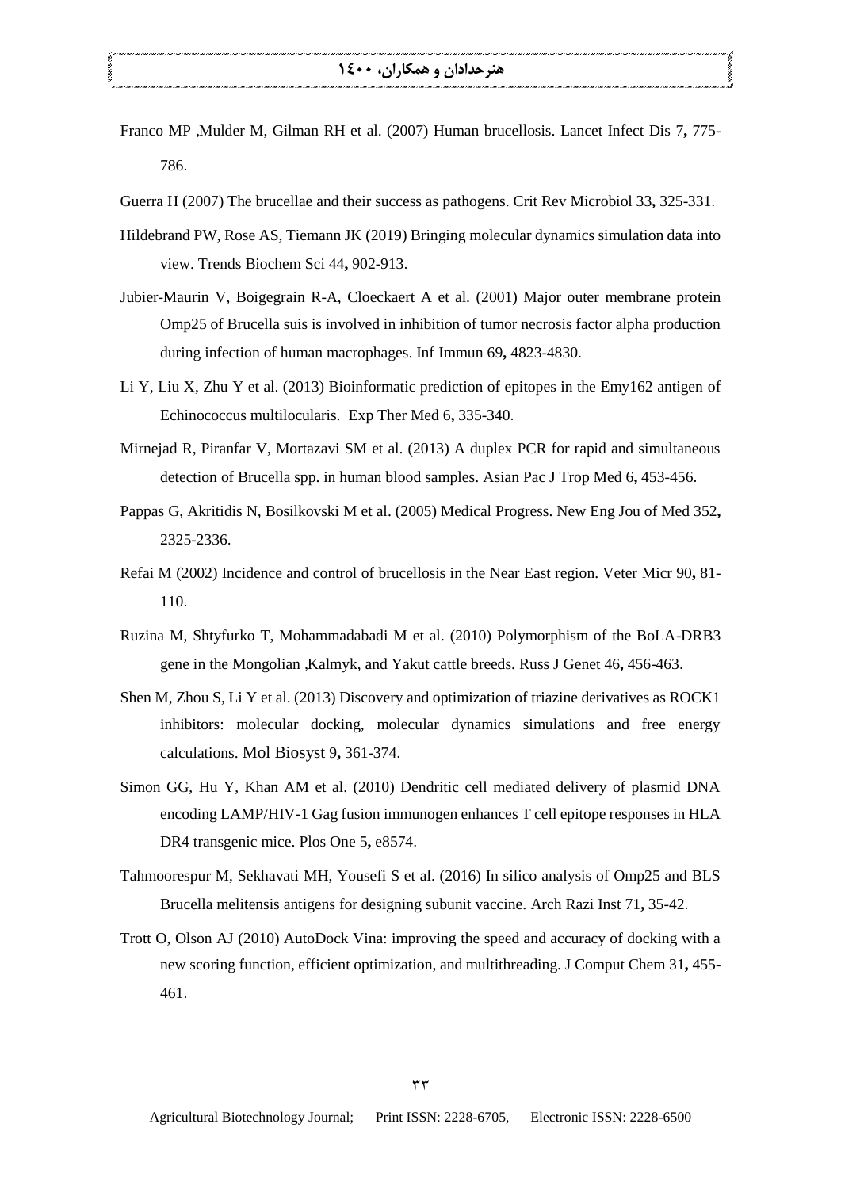Franco MP ,Mulder M, Gilman RH et al. (2007) Human brucellosis. Lancet Infect Dis 7**,** 775-786.

Guerra H (2007) The brucellae and their success as pathogens. Crit Rev Microbiol 33**,** 325-331.

Hildebrand PW, Rose AS, Tiemann JK (2019) Bringing molecular dynamics simulation data into view. Trends Biochem Sci 44**,** 902-913.

Jubier-Maurin V, Boigegrain R-A, Cloeckaert A et al. (2001) Major outer membrane protein Omp25 of Brucella suis is involved in inhibition of tumor necrosis factor alpha production during infection of human macrophages. Inf Immun 69**,** 4823-4830.

Li Y, Liu X, Zhu Y et al. (2013) Bioinformatic prediction of epitopes in the Emy162 antigen of Echinococcus multilocularis. Exp Ther Med 6**,** 335-340.

Mirnejad R, Piranfar V, Mortazavi SM et al. (2013) A duplex PCR for rapid and simultaneous detection of Brucella spp. in human blood samples. Asian Pac J Trop Med 6**,** 453-456.

Pappas G, Akritidis N, Bosilkovski M et al. (2005) Medical Progress. New Eng Jou of Med 352**,** 2325-2336.

Refai M (2002) Incidence and control of brucellosis in the Near East region. Veter Micr 90**,** 81-110.

Ruzina M, Shtyfurko T, Mohammadabadi M et al. (2010) Polymorphism of the BoLA-DRB3 gene in the Mongolian ,Kalmyk, and Yakut cattle breeds. Russ J Genet 46**,** 456-463.

Shen M, Zhou S, Li Y et al. (2013) Discovery and optimization of triazine derivatives as ROCK1 inhibitors: molecular docking, molecular dynamics simulations and free energy calculations. Mol Biosyst 9**,** 361-374.

Simon GG, Hu Y, Khan AM et al. (2010) Dendritic cell mediated delivery of plasmid DNA encoding LAMP/HIV-1 Gag fusion immunogen enhances T cell epitope responses in HLA DR4 transgenic mice. Plos One 5**,** e8574.

Tahmoorespur M, Sekhavati MH, Yousefi S et al. (2016) In silico analysis of Omp25 and BLS Brucella melitensis antigens for designing subunit vaccine. Arch Razi Inst 71**,** 35-42.

Trott O, Olson AJ (2010) AutoDock Vina: improving the speed and accuracy of docking with a new scoring function, efficient optimization, and multithreading. J Comput Chem 31**,** 455-461.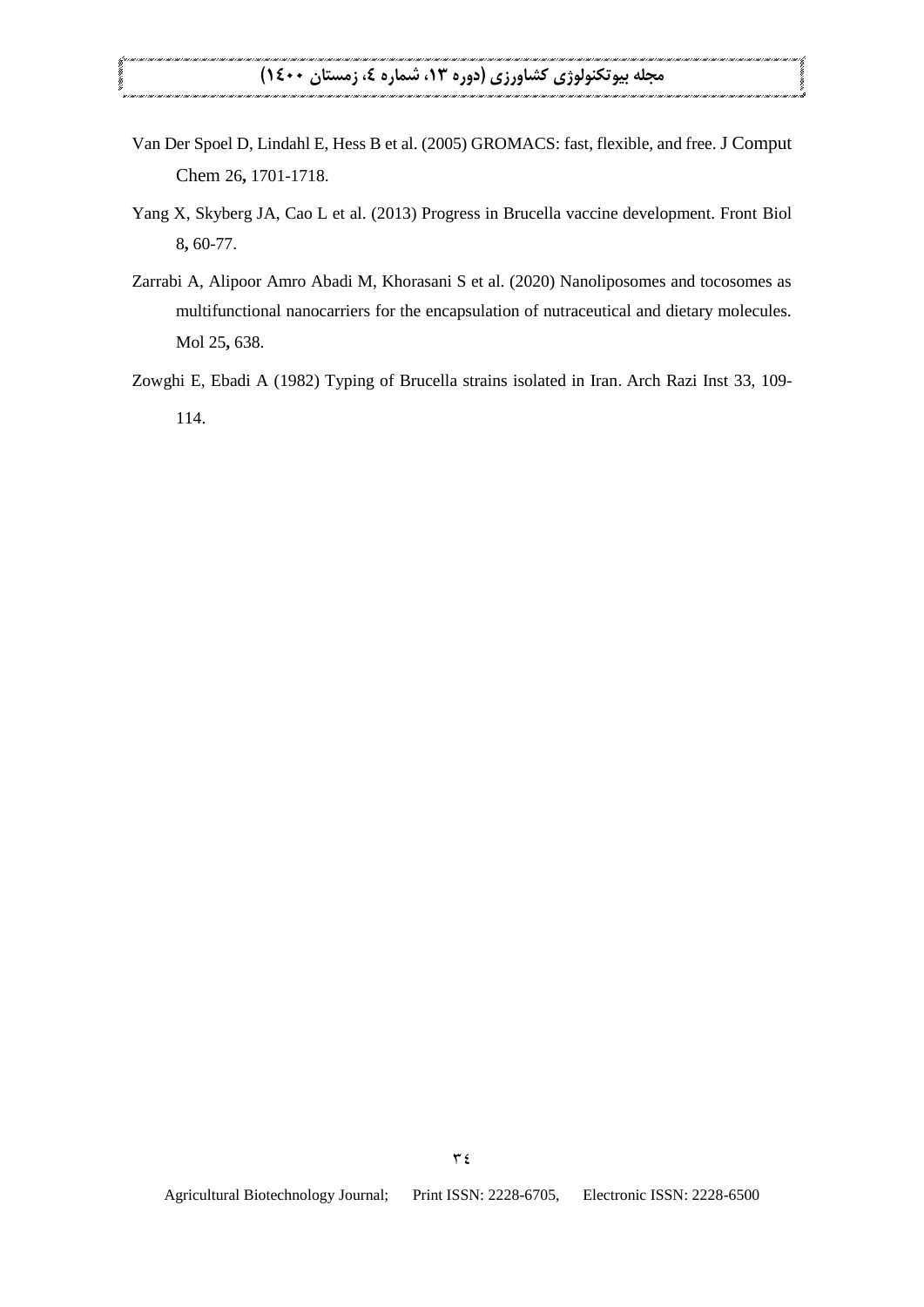Van Der Spoel D, Lindahl E, Hess B et al. (2005) GROMACS: fast, flexible, and free. J Comput Chem 26, 1701-1718.

Yang X, Skyberg JA, Cao L et al. (2013) Progress in Brucella vaccine development. Front Biol 8, 60-77.

Zarrabi A, Alipoor Amro Abadi M, Khorasani S et al. (2020) Nanoliposomes and tocosomes as multifunctional nanocarriers for the encapsulation of nutraceutical and dietary molecules. Mol 25, 638.

Zowghi E, Ebadi A (1982) Typing of Brucella strains isolated in Iran. Arch Razi Inst 33, 109-114.